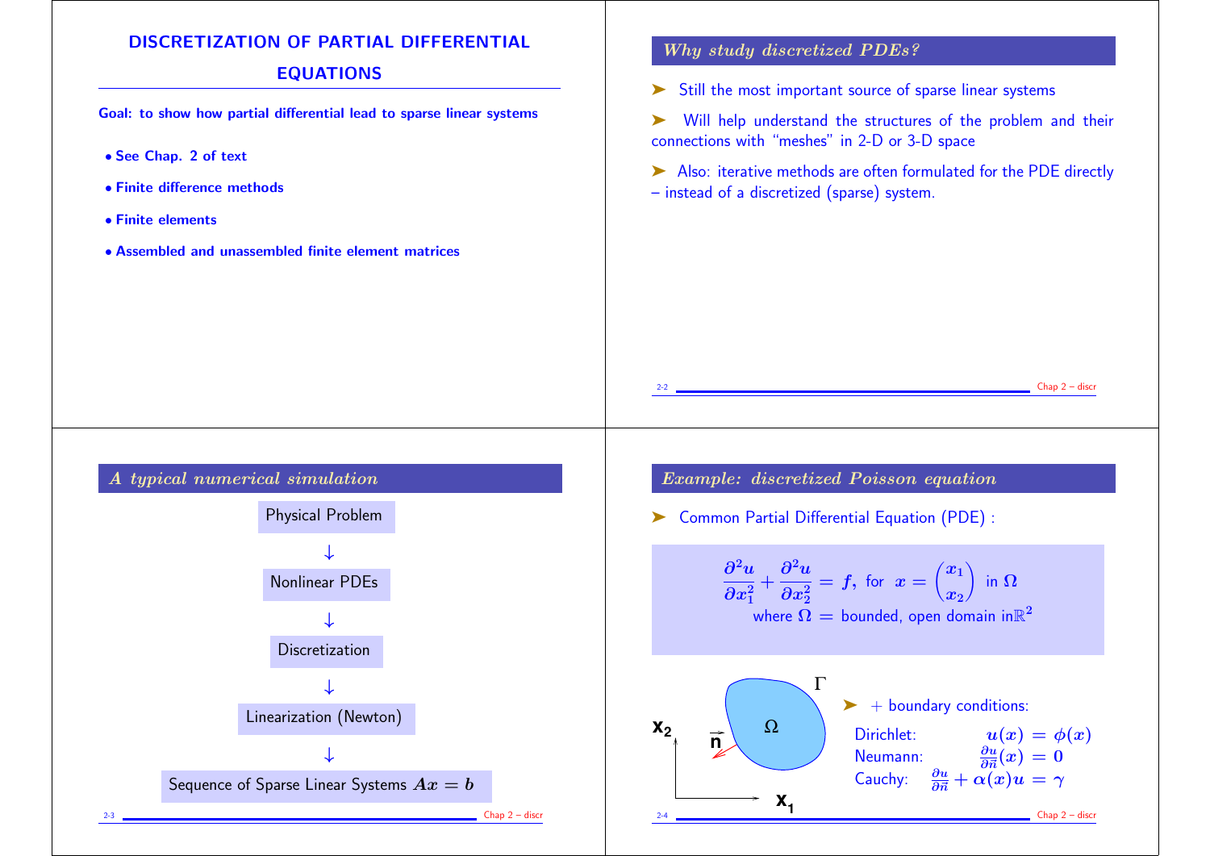# DISCRETIZATION OF PARTIAL DIFFERENTIAL EQUATIONS

**Goal: to show how partial differential lead to sparse linear systems**

- **See Chap. 2 of text**
- **Finite difference methods**
- **Finite elements**
- **Assembled and unassembled finite element matrices**

## *Why study discretized PDEs?*

➤ Still the most important source of sparse linear systems

➤ Will help understand the structures of the problem and their connections with "meshes" in 2-D or 3-D space

➤ Also: iterative methods are often formulated for the PDE directly – instead of a discretized (sparse) system.

## *A typical numerical simulation*

Physical Problem

↓

Nonlinear PDEs

↓

Discretization

↓

Linearization (Newton)

↓

Sequence of Sparse Linear Systems $Ax = b$

## *Example: discretized Poisson equation*

➤ Common Partial Differential Equation (PDE) :

$$\frac{\partial^2 u}{\partial x_1^2} + \frac{\partial^2 u}{\partial x_2^2} = f, \text{ for } x = \begin{pmatrix} x_1 \\ x_2 \end{pmatrix} \text{ in } \Omega$$

where $\Omega$ = bounded, open domain in $\mathbb{R}^2$

➤ + boundary conditions:

Dirichlet: $u(x) = \phi(x)$

Neumann: $\frac{\partial u}{\partial \vec{n}}(x) = 0$

Cauchy: $\frac{\partial u}{\partial \vec{n}} + \alpha(x)u = \gamma$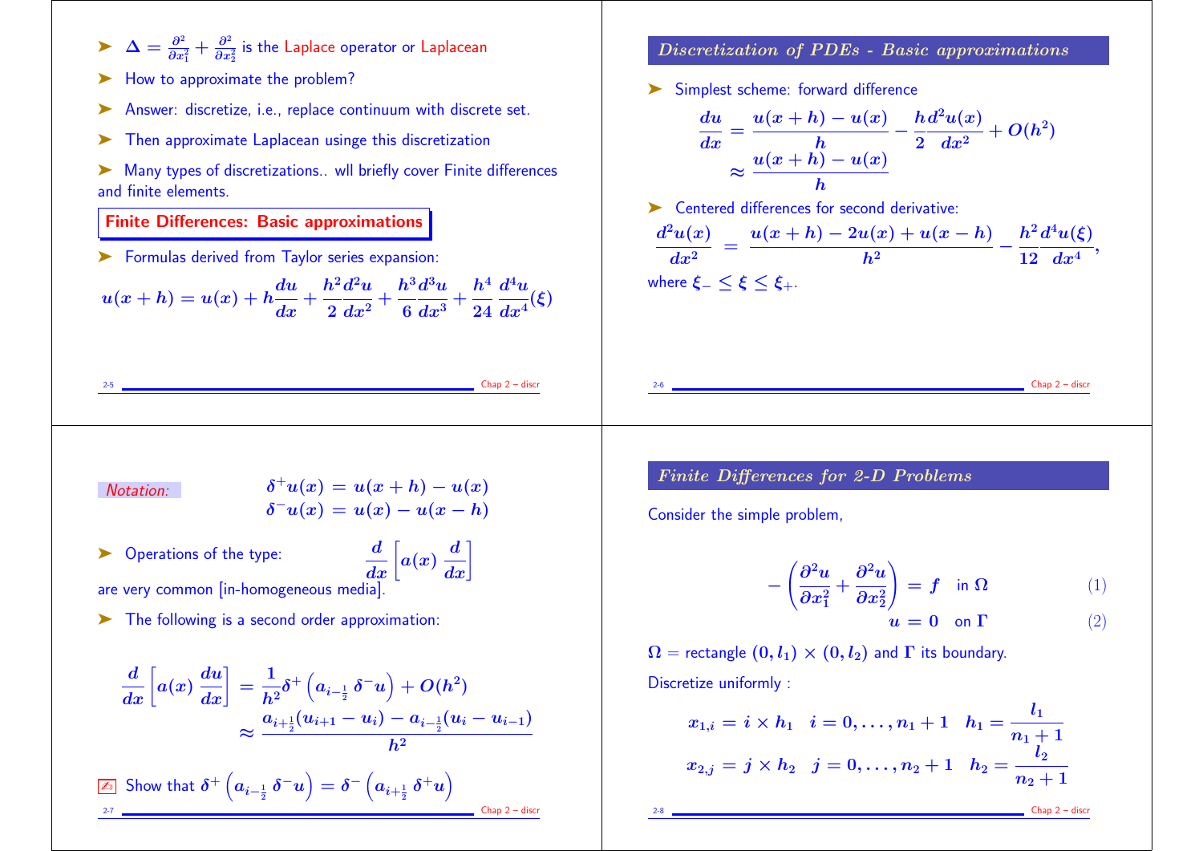- $\Delta = \frac{\partial^2}{\partial x_1^2} + \frac{\partial^2}{\partial x_2^2}$ is the Laplace operator or Laplacean
- How to approximate the problem?
- Answer: discretize, i.e., replace continuum with discrete set.
- Then approximate Laplacean usinge this discretization
- Many types of discretizations.. wll briefly cover Finite differences and finite elements.

## Finite Differences: Basic approximations

- Formulas derived from Taylor series expansion:

$$u(x+h) = u(x) + h\frac{du}{dx} + \frac{h^2}{2}\frac{d^2u}{dx^2} + \frac{h^3}{6}\frac{d^3u}{dx^3} + \frac{h^4}{24}\frac{d^4u}{dx^4}(\xi)$$

## Discretization of PDEs - Basic approximations

- Simplest scheme: forward difference

$$\frac{du}{dx} = \frac{u(x+h) - u(x)}{h} - \frac{h}{2}\frac{d^2u(x)}{dx^2} + O(h^2)$$
$$\approx \frac{u(x+h) - u(x)}{h}$$

- Centered differences for second derivative:

$$\frac{d^2u(x)}{dx^2} = \frac{u(x+h) - 2u(x) + u(x-h)}{h^2} - \frac{h^2}{12}\frac{d^4u(\xi)}{dx^4},$$

where $\xi_- \le \xi \le \xi_+$.

*Notation:*

$$\delta^+ u(x) = u(x+h) - u(x)$$
$$\delta^- u(x) = u(x) - u(x-h)$$

- Operations of the type: $\frac{d}{dx}\left[a(x)\,\frac{d}{dx}\right]$ are very common [in-homogeneous media].
- The following is a second order approximation:

$$\frac{d}{dx}\left[a(x)\,\frac{du}{dx}\right] = \frac{1}{h^2}\delta^+\left(a_{i-\frac{1}{2}}\,\delta^- u\right) + O(h^2)$$
$$\approx \frac{a_{i+\frac{1}{2}}(u_{i+1} - u_i) - a_{i-\frac{1}{2}}(u_i - u_{i-1})}{h^2}$$

✍ Show that $\delta^+\left(a_{i-\frac{1}{2}}\,\delta^- u\right) = \delta^-\left(a_{i+\frac{1}{2}}\,\delta^+ u\right)$

## Finite Differences for 2-D Problems

Consider the simple problem,

$$-\left(\frac{\partial^2 u}{\partial x_1^2} + \frac{\partial^2 u}{\partial x_2^2}\right) = f \quad \text{in } \Omega \tag{1}$$
$$u = 0 \quad \text{on } \Gamma \tag{2}$$

$\Omega$ = rectangle $(0, l_1) \times (0, l_2)$ and $\Gamma$ its boundary.

Discretize uniformly :

$$x_{1,i} = i \times h_1 \quad i = 0, \ldots, n_1 + 1 \quad h_1 = \frac{l_1}{n_1 + 1}$$
$$x_{2,j} = j \times h_2 \quad j = 0, \ldots, n_2 + 1 \quad h_2 = \frac{l_2}{n_2 + 1}$$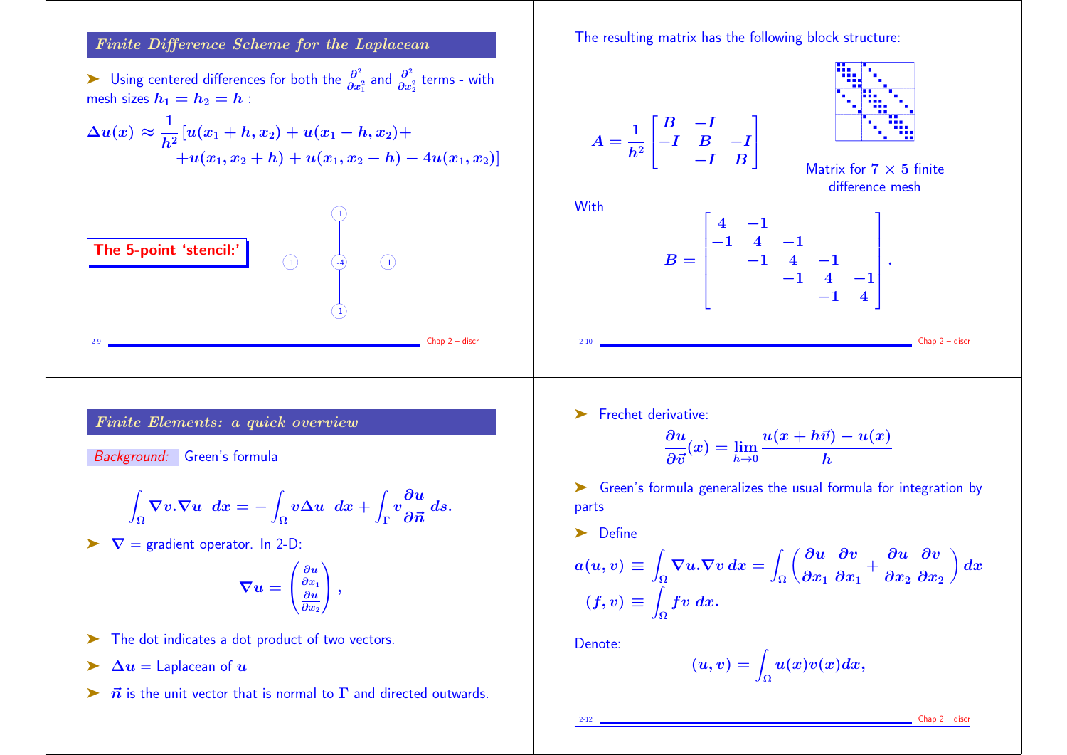## *Finite Difference Scheme for the Laplacean*

➤ Using centered differences for both the $\frac{\partial^2}{\partial x_1^2}$ and $\frac{\partial^2}{\partial x_2^2}$ terms - with mesh sizes $h_1 = h_2 = h$ :

$$\Delta u(x) \approx \frac{1}{h^2}[u(x_1+h,x_2)+u(x_1-h,x_2)+ \\ +u(x_1,x_2+h)+u(x_1,x_2-h)-4u(x_1,x_2)]$$

**The 5-point 'stencil:'**

(1, 1, -4, 1, 1)

The resulting matrix has the following block structure:

$$A = \frac{1}{h^2}\begin{bmatrix} B & -I & \\ -I & B & -I \\ & -I & B \end{bmatrix}$$

Matrix for $7 \times 5$ finite difference mesh

With

$$B = \begin{bmatrix} 4 & -1 & & & \\ -1 & 4 & -1 & & \\ & -1 & 4 & -1 & \\ & & -1 & 4 & -1 \\ & & & -1 & 4 \end{bmatrix}.$$

## *Finite Elements: a quick overview*

*Background:* Green's formula

$$\int_\Omega \nabla v . \nabla u \ \ dx = -\int_\Omega v \Delta u \ \ dx + \int_\Gamma v \frac{\partial u}{\partial \vec{n}} \, ds.$$

➤ $\nabla$ = gradient operator. In 2-D:

$$\nabla u = \begin{pmatrix} \frac{\partial u}{\partial x_1} \\ \frac{\partial u}{\partial x_2} \end{pmatrix},$$

➤ The dot indicates a dot product of two vectors.

➤ $\Delta u$ = Laplacean of $u$

➤ $\vec{n}$ is the unit vector that is normal to $\Gamma$ and directed outwards.

➤ Frechet derivative:

$$\frac{\partial u}{\partial \vec{v}}(x) = \lim_{h \to 0} \frac{u(x+h\vec{v}) - u(x)}{h}$$

➤ Green's formula generalizes the usual formula for integration by parts

➤ Define

$$a(u,v) \equiv \int_\Omega \nabla u . \nabla v \, dx = \int_\Omega \left( \frac{\partial u}{\partial x_1}\frac{\partial v}{\partial x_1} + \frac{\partial u}{\partial x_2}\frac{\partial v}{\partial x_2} \right) dx$$

$$(f,v) \equiv \int_\Omega f v \, dx.$$

Denote:

$$(u,v) = \int_\Omega u(x)v(x)dx,$$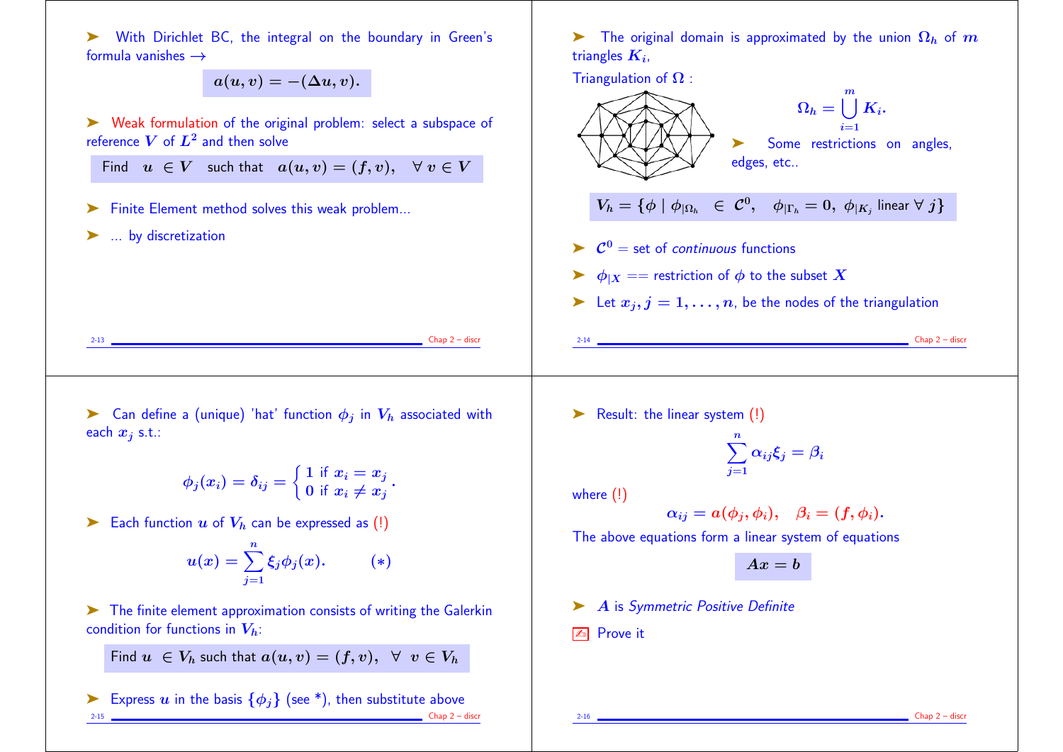➤ With Dirichlet BC, the integral on the boundary in Green's formula vanishes →

$$a(u, v) = -(\Delta u, v).$$

➤ Weak formulation of the original problem: select a subspace of reference $V$ of $L^2$ and then solve

Find $u \in V$ such that $a(u, v) = (f, v), \quad \forall\, v \in V$

➤ Finite Element method solves this weak problem...

➤ ... by discretization

➤ The original domain is approximated by the union $\Omega_h$ of $m$ triangles $K_i$,

Triangulation of $\Omega$ :

$$\Omega_h = \bigcup_{i=1}^{m} K_i.$$

➤ Some restrictions on angles, edges, etc..

$$V_h = \{\phi \mid \phi_{|\Omega_h} \in \mathcal{C}^0, \quad \phi_{|\Gamma_h} = 0, \ \phi_{|K_j} \text{ linear } \forall\, j\}$$

➤ $\mathcal{C}^0$ = set of *continuous* functions

➤ $\phi_{|X}$ == restriction of $\phi$ to the subset $X$

➤ Let $x_j, j = 1, \ldots, n$, be the nodes of the triangulation

➤ Can define a (unique) 'hat' function $\phi_j$ in $V_h$ associated with each $x_j$ s.t.:

$$\phi_j(x_i) = \delta_{ij} = \begin{cases} 1 \text{ if } x_i = x_j \\ 0 \text{ if } x_i \neq x_j \end{cases}.$$

➤ Each function $u$ of $V_h$ can be expressed as (!)

$$u(x) = \sum_{j=1}^{n} \xi_j \phi_j(x). \qquad (*)$$

➤ The finite element approximation consists of writing the Galerkin condition for functions in $V_h$:

Find $u \in V_h$ such that $a(u, v) = (f, v), \ \forall \ v \in V_h$

➤ Express $u$ in the basis $\{\phi_j\}$ (see \*), then substitute above

➤ Result: the linear system (!)

$$\sum_{j=1}^{n} \alpha_{ij} \xi_j = \beta_i$$

where (!)

$$\alpha_{ij} = a(\phi_j, \phi_i), \quad \beta_i = (f, \phi_i).$$

The above equations form a linear system of equations

$$Ax = b$$

➤ $A$ is *Symmetric Positive Definite*

✍ Prove it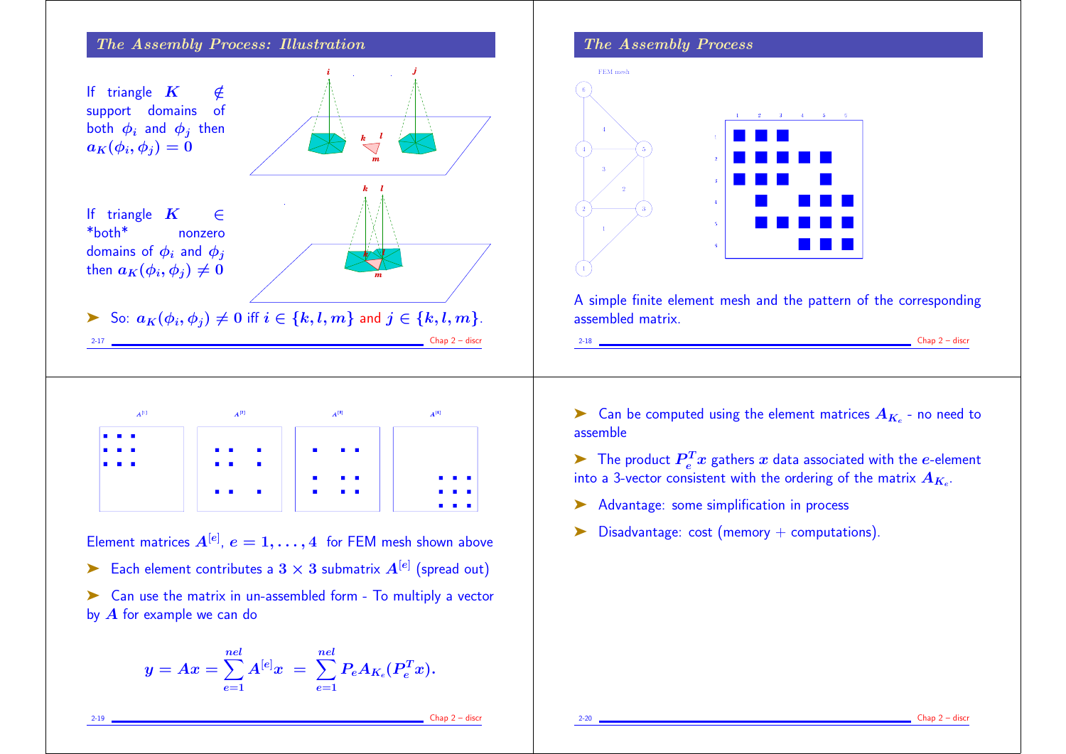## *The Assembly Process: Illustration*

If triangle $K \notin$ support domains of both $\phi_i$ and $\phi_j$ then $a_K(\phi_i, \phi_j) = 0$

If triangle $K \in$ \*both\* nonzero domains of $\phi_i$ and $\phi_j$ then $a_K(\phi_i, \phi_j) \neq 0$

- So: $a_K(\phi_i, \phi_j) \neq 0$ iff $i \in \{k, l, m\}$ and $j \in \{k, l, m\}$.

## *The Assembly Process*

A simple finite element mesh and the pattern of the corresponding assembled matrix.

---

Element matrices $A^{[e]}$, $e = 1, \ldots, 4$ for FEM mesh shown above

- Each element contributes a $3 \times 3$ submatrix $A^{[e]}$ (spread out)
- Can use the matrix in un-assembled form - To multiply a vector by $A$ for example we can do

$$y = Ax = \sum_{e=1}^{nel} A^{[e]} x \;=\; \sum_{e=1}^{nel} P_e A_{K_e} (P_e^T x).$$

---

- Can be computed using the element matrices $A_{K_e}$ - no need to assemble
- The product $P_e^T x$ gathers $x$ data associated with the $e$-element into a 3-vector consistent with the ordering of the matrix $A_{K_e}$.
- Advantage: some simplification in process
- Disadvantage: cost (memory + computations).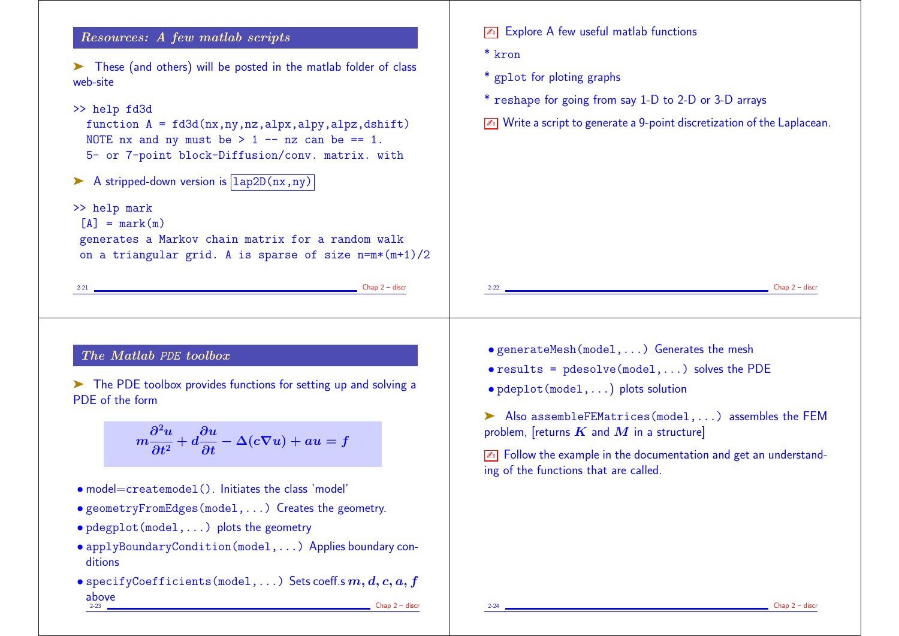## *Resources: A few matlab scripts*

➤ These (and others) will be posted in the matlab folder of class web-site

```
>> help fd3d
  function A = fd3d(nx,ny,nz,alpx,alpy,alpz,dshift)
  NOTE nx and ny must be > 1 -- nz can be == 1.
  5- or 7-point block-Diffusion/conv. matrix. with
```

➤ A stripped-down version is `lap2D(nx,ny)`

```
>> help mark
 [A] = mark(m)
 generates a Markov chain matrix for a random walk
 on a triangular grid. A is sparse of size n=m*(m+1)/2
```

✍ Explore A few useful matlab functions

* `kron`

* `gplot` for ploting graphs

* `reshape` for going from say 1-D to 2-D or 3-D arrays

✍ Write a script to generate a 9-point discretization of the Laplacean.

## *The Matlab PDE toolbox*

➤ The PDE toolbox provides functions for setting up and solving a PDE of the form

$$m\frac{\partial^2 u}{\partial t^2} + d\frac{\partial u}{\partial t} - \Delta(c\nabla u) + au = f$$

- `model=createmodel()`. Initiates the class 'model'
- `geometryFromEdges(model,...)` Creates the geometry.
- `pdegplot(model,...)` plots the geometry
- `applyBoundaryCondition(model,...)` Applies boundary conditions
- `specifyCoefficients(model,...)` Sets coeff.s $m, d, c, a, f$ above
- `generateMesh(model,...)` Generates the mesh
- `results = pdesolve(model,...)` solves the PDE
- `pdeplot(model,...)` plots solution

➤ Also `assembleFEMatrices(model,...)` assembles the FEM problem, [returns $K$ and $M$ in a structure]

✍ Follow the example in the documentation and get an understanding of the functions that are called.